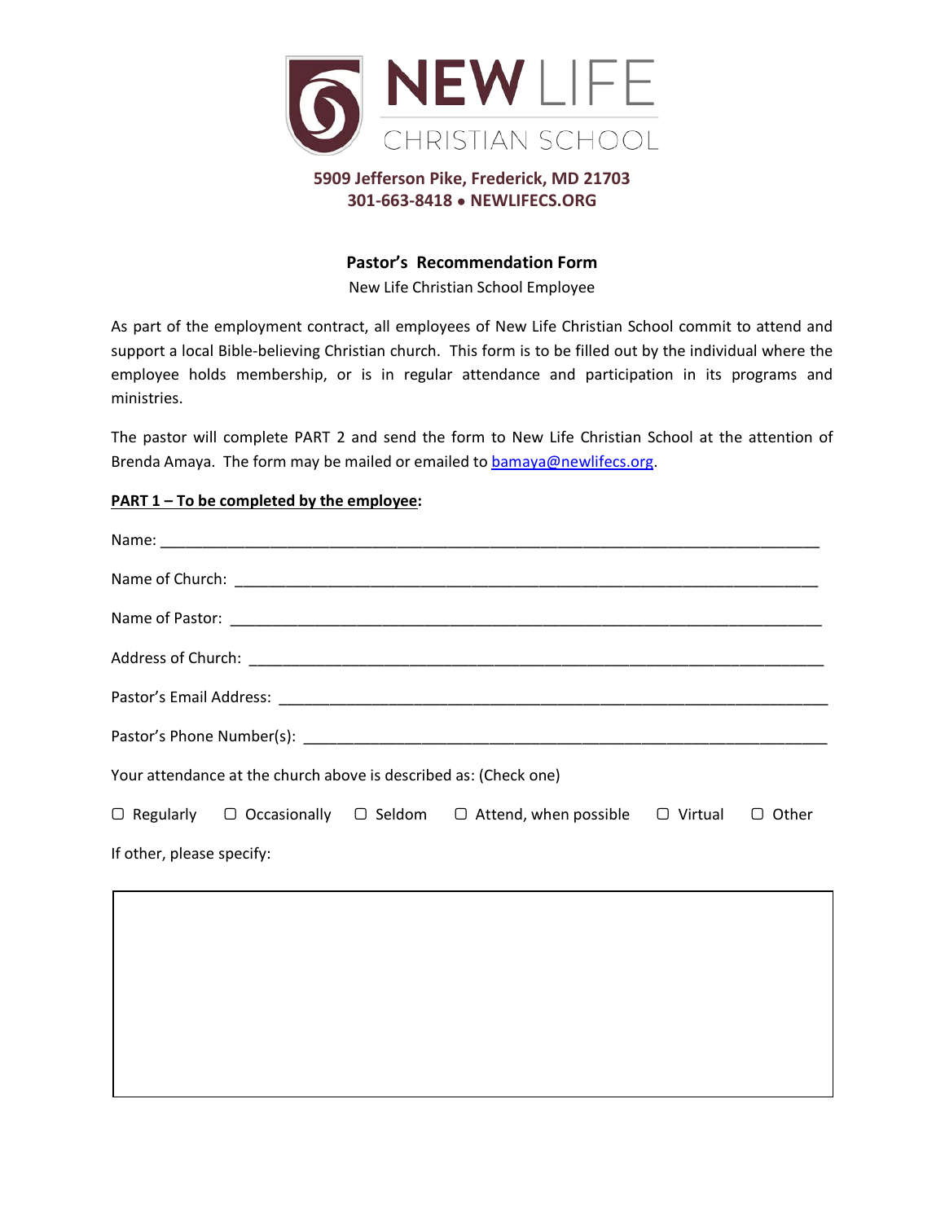# NEW LIFE CHRISTIAN SCHOOL

**5909 Jefferson Pike, Frederick, MD 21703**
**301-663-8418 • NEWLIFECS.ORG**

## Pastor's Recommendation Form

New Life Christian School Employee

As part of the employment contract, all employees of New Life Christian School commit to attend and support a local Bible-believing Christian church. This form is to be filled out by the individual where the employee holds membership, or is in regular attendance and participation in its programs and ministries.

The pastor will complete PART 2 and send the form to New Life Christian School at the attention of Brenda Amaya. The form may be mailed or emailed to bamaya@newlifecs.org.

**PART 1 – To be completed by the employee:**

Name: ___________________________________________________________________________

Name of Church: ___________________________________________________________________

Name of Pastor: ____________________________________________________________________

Address of Church: _________________________________________________________________

Pastor's Email Address: ______________________________________________________________

Pastor's Phone Number(s): ___________________________________________________________

Your attendance at the church above is described as: (Check one)

☐ Regularly ☐ Occasionally ☐ Seldom ☐ Attend, when possible ☐ Virtual ☐ Other

If other, please specify: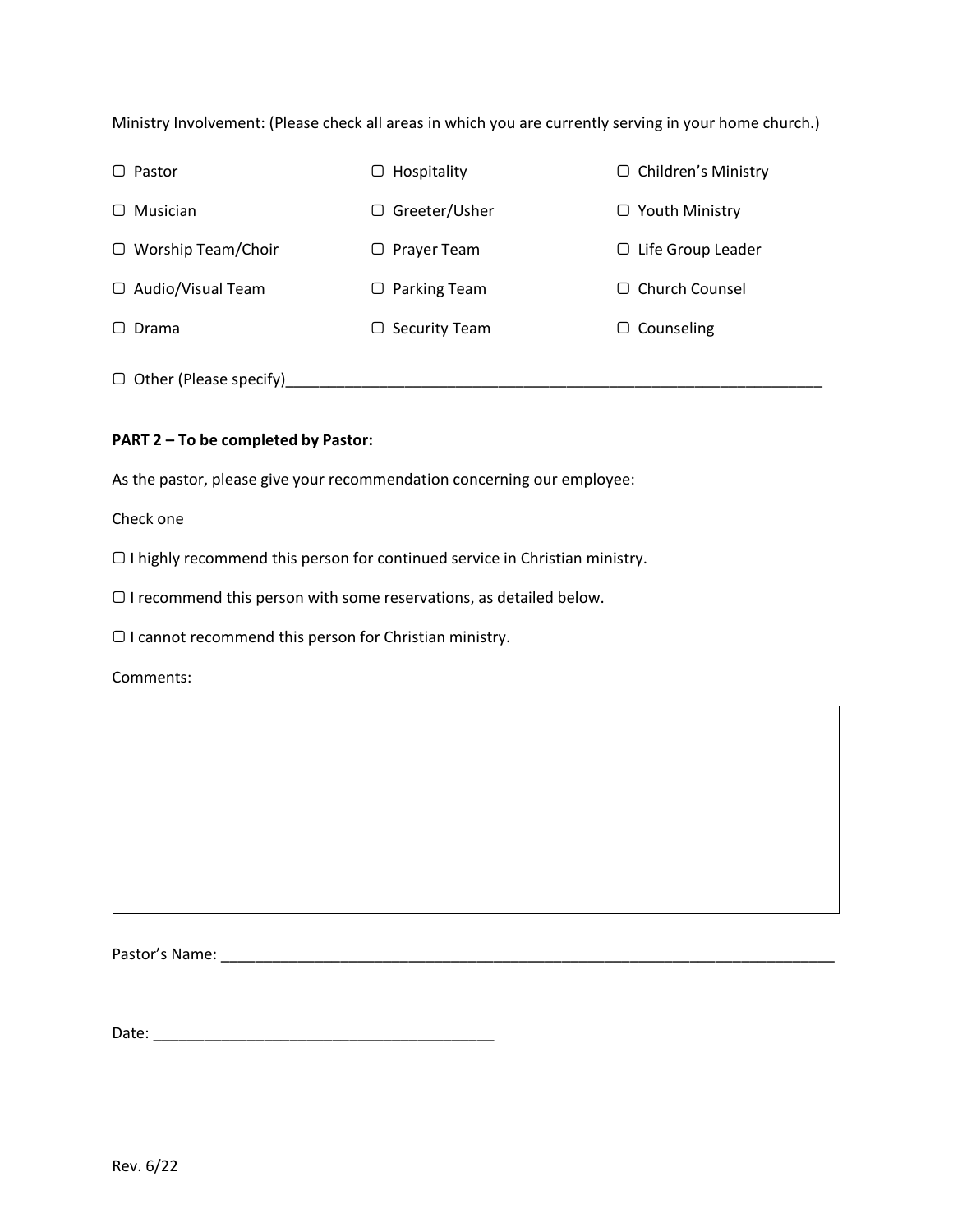Ministry Involvement: (Please check all areas in which you are currently serving in your home church.)

| | | |
|---|---|---|
| ▢ Pastor | ▢ Hospitality | ▢ Children's Ministry |
| ▢ Musician | ▢ Greeter/Usher | ▢ Youth Ministry |
| ▢ Worship Team/Choir | ▢ Prayer Team | ▢ Life Group Leader |
| ▢ Audio/Visual Team | ▢ Parking Team | ▢ Church Counsel |
| ▢ Drama | ▢ Security Team | ▢ Counseling |

▢ Other (Please specify)_________________________________________________________________

**PART 2 – To be completed by Pastor:**

As the pastor, please give your recommendation concerning our employee:

Check one

▢ I highly recommend this person for continued service in Christian ministry.

▢ I recommend this person with some reservations, as detailed below.

▢ I cannot recommend this person for Christian ministry.

Comments:

| |
|---|
| |

Pastor's Name: ___________________________________________________________________________

Date: ________________________________________

Rev. 6/22